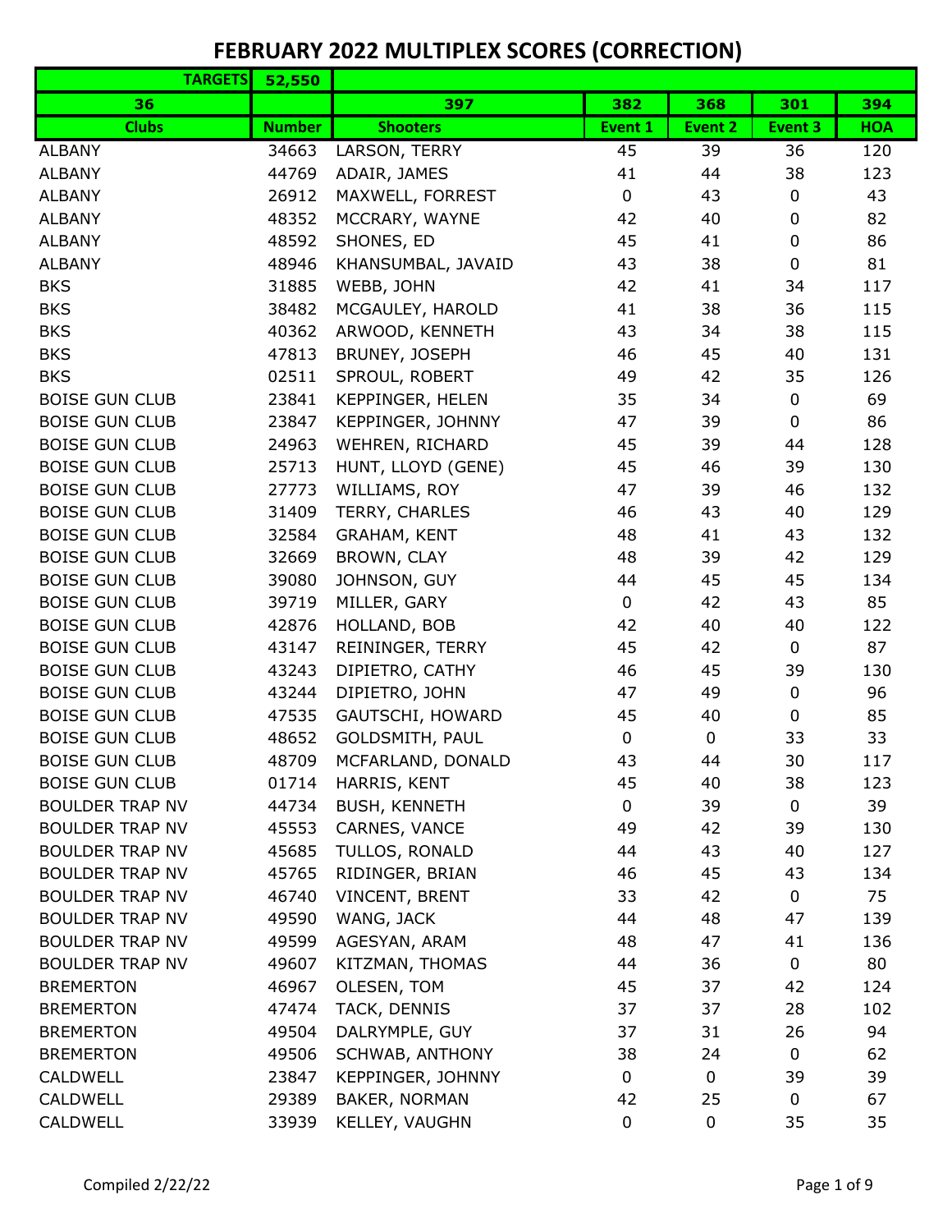# FEBRUARY 2022 MULTIPLEX SCORES (CORRECTION)

| TARGETS | 52,550 | | | | | |
|---|---|---|---|---|---|---|
| 36 | | 397 | 382 | 368 | 301 | 394 |
| **Clubs** | **Number** | **Shooters** | **Event 1** | **Event 2** | **Event 3** | **HOA** |
| ALBANY | 34663 | LARSON, TERRY | 45 | 39 | 36 | 120 |
| ALBANY | 44769 | ADAIR, JAMES | 41 | 44 | 38 | 123 |
| ALBANY | 26912 | MAXWELL, FORREST | 0 | 43 | 0 | 43 |
| ALBANY | 48352 | MCCRARY, WAYNE | 42 | 40 | 0 | 82 |
| ALBANY | 48592 | SHONES, ED | 45 | 41 | 0 | 86 |
| ALBANY | 48946 | KHANSUMBAL, JAVAID | 43 | 38 | 0 | 81 |
| BKS | 31885 | WEBB, JOHN | 42 | 41 | 34 | 117 |
| BKS | 38482 | MCGAULEY, HAROLD | 41 | 38 | 36 | 115 |
| BKS | 40362 | ARWOOD, KENNETH | 43 | 34 | 38 | 115 |
| BKS | 47813 | BRUNEY, JOSEPH | 46 | 45 | 40 | 131 |
| BKS | 02511 | SPROUL, ROBERT | 49 | 42 | 35 | 126 |
| BOISE GUN CLUB | 23841 | KEPPINGER, HELEN | 35 | 34 | 0 | 69 |
| BOISE GUN CLUB | 23847 | KEPPINGER, JOHNNY | 47 | 39 | 0 | 86 |
| BOISE GUN CLUB | 24963 | WEHREN, RICHARD | 45 | 39 | 44 | 128 |
| BOISE GUN CLUB | 25713 | HUNT, LLOYD (GENE) | 45 | 46 | 39 | 130 |
| BOISE GUN CLUB | 27773 | WILLIAMS, ROY | 47 | 39 | 46 | 132 |
| BOISE GUN CLUB | 31409 | TERRY, CHARLES | 46 | 43 | 40 | 129 |
| BOISE GUN CLUB | 32584 | GRAHAM, KENT | 48 | 41 | 43 | 132 |
| BOISE GUN CLUB | 32669 | BROWN, CLAY | 48 | 39 | 42 | 129 |
| BOISE GUN CLUB | 39080 | JOHNSON, GUY | 44 | 45 | 45 | 134 |
| BOISE GUN CLUB | 39719 | MILLER, GARY | 0 | 42 | 43 | 85 |
| BOISE GUN CLUB | 42876 | HOLLAND, BOB | 42 | 40 | 40 | 122 |
| BOISE GUN CLUB | 43147 | REININGER, TERRY | 45 | 42 | 0 | 87 |
| BOISE GUN CLUB | 43243 | DIPIETRO, CATHY | 46 | 45 | 39 | 130 |
| BOISE GUN CLUB | 43244 | DIPIETRO, JOHN | 47 | 49 | 0 | 96 |
| BOISE GUN CLUB | 47535 | GAUTSCHI, HOWARD | 45 | 40 | 0 | 85 |
| BOISE GUN CLUB | 48652 | GOLDSMITH, PAUL | 0 | 0 | 33 | 33 |
| BOISE GUN CLUB | 48709 | MCFARLAND, DONALD | 43 | 44 | 30 | 117 |
| BOISE GUN CLUB | 01714 | HARRIS, KENT | 45 | 40 | 38 | 123 |
| BOULDER TRAP NV | 44734 | BUSH, KENNETH | 0 | 39 | 0 | 39 |
| BOULDER TRAP NV | 45553 | CARNES, VANCE | 49 | 42 | 39 | 130 |
| BOULDER TRAP NV | 45685 | TULLOS, RONALD | 44 | 43 | 40 | 127 |
| BOULDER TRAP NV | 45765 | RIDINGER, BRIAN | 46 | 45 | 43 | 134 |
| BOULDER TRAP NV | 46740 | VINCENT, BRENT | 33 | 42 | 0 | 75 |
| BOULDER TRAP NV | 49590 | WANG, JACK | 44 | 48 | 47 | 139 |
| BOULDER TRAP NV | 49599 | AGESYAN, ARAM | 48 | 47 | 41 | 136 |
| BOULDER TRAP NV | 49607 | KITZMAN, THOMAS | 44 | 36 | 0 | 80 |
| BREMERTON | 46967 | OLESEN, TOM | 45 | 37 | 42 | 124 |
| BREMERTON | 47474 | TACK, DENNIS | 37 | 37 | 28 | 102 |
| BREMERTON | 49504 | DALRYMPLE, GUY | 37 | 31 | 26 | 94 |
| BREMERTON | 49506 | SCHWAB, ANTHONY | 38 | 24 | 0 | 62 |
| CALDWELL | 23847 | KEPPINGER, JOHNNY | 0 | 0 | 39 | 39 |
| CALDWELL | 29389 | BAKER, NORMAN | 42 | 25 | 0 | 67 |
| CALDWELL | 33939 | KELLEY, VAUGHN | 0 | 0 | 35 | 35 |

Compiled 2/22/22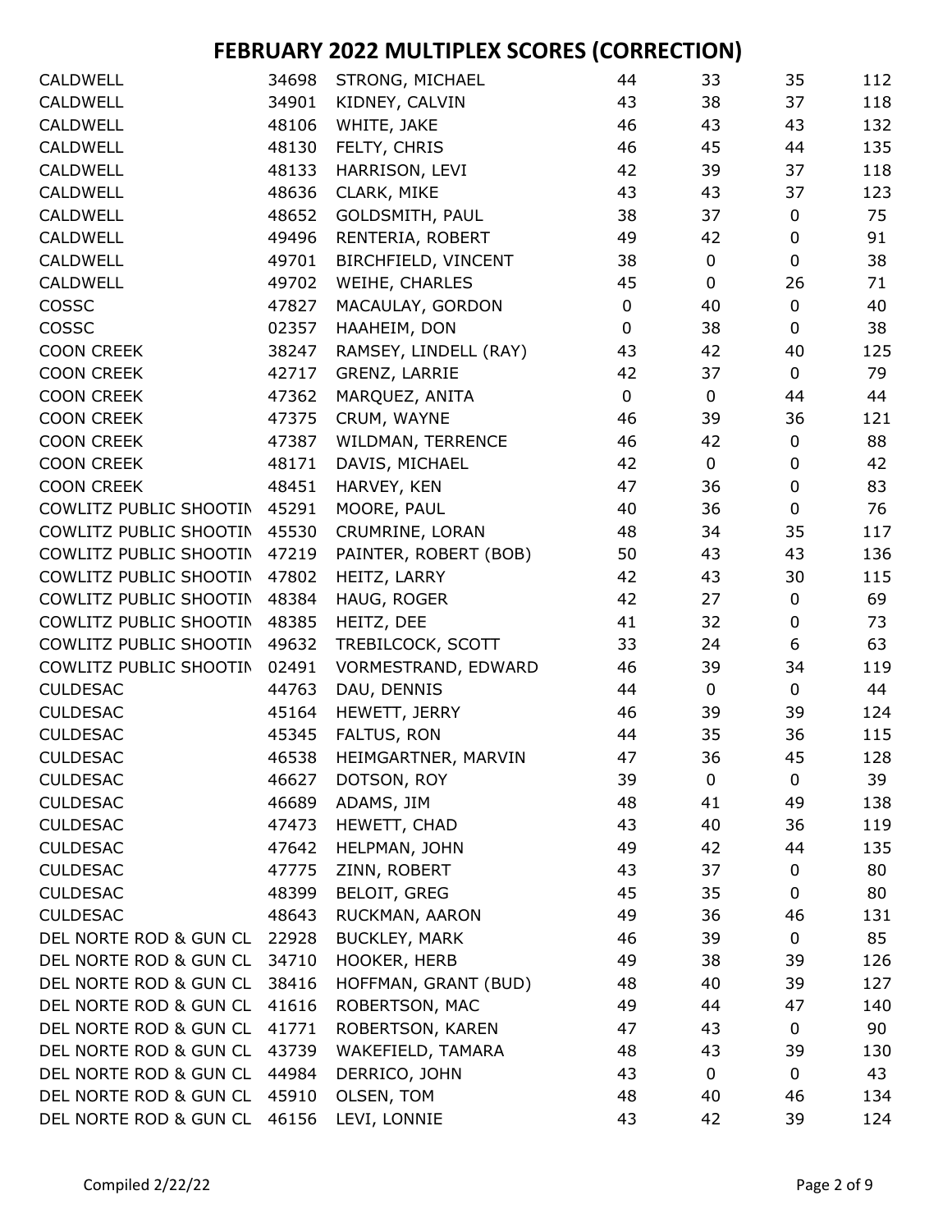# FEBRUARY 2022 MULTIPLEX SCORES (CORRECTION)

| | | | | | | |
|---|---|---|---|---|---|---|
| CALDWELL | 34698 | STRONG, MICHAEL | 44 | 33 | 35 | 112 |
| CALDWELL | 34901 | KIDNEY, CALVIN | 43 | 38 | 37 | 118 |
| CALDWELL | 48106 | WHITE, JAKE | 46 | 43 | 43 | 132 |
| CALDWELL | 48130 | FELTY, CHRIS | 46 | 45 | 44 | 135 |
| CALDWELL | 48133 | HARRISON, LEVI | 42 | 39 | 37 | 118 |
| CALDWELL | 48636 | CLARK, MIKE | 43 | 43 | 37 | 123 |
| CALDWELL | 48652 | GOLDSMITH, PAUL | 38 | 37 | 0 | 75 |
| CALDWELL | 49496 | RENTERIA, ROBERT | 49 | 42 | 0 | 91 |
| CALDWELL | 49701 | BIRCHFIELD, VINCENT | 38 | 0 | 0 | 38 |
| CALDWELL | 49702 | WEIHE, CHARLES | 45 | 0 | 26 | 71 |
| COSSC | 47827 | MACAULAY, GORDON | 0 | 40 | 0 | 40 |
| COSSC | 02357 | HAAHEIM, DON | 0 | 38 | 0 | 38 |
| COON CREEK | 38247 | RAMSEY, LINDELL (RAY) | 43 | 42 | 40 | 125 |
| COON CREEK | 42717 | GRENZ, LARRIE | 42 | 37 | 0 | 79 |
| COON CREEK | 47362 | MARQUEZ, ANITA | 0 | 0 | 44 | 44 |
| COON CREEK | 47375 | CRUM, WAYNE | 46 | 39 | 36 | 121 |
| COON CREEK | 47387 | WILDMAN, TERRENCE | 46 | 42 | 0 | 88 |
| COON CREEK | 48171 | DAVIS, MICHAEL | 42 | 0 | 0 | 42 |
| COON CREEK | 48451 | HARVEY, KEN | 47 | 36 | 0 | 83 |
| COWLITZ PUBLIC SHOOTIN | 45291 | MOORE, PAUL | 40 | 36 | 0 | 76 |
| COWLITZ PUBLIC SHOOTIN | 45530 | CRUMRINE, LORAN | 48 | 34 | 35 | 117 |
| COWLITZ PUBLIC SHOOTIN | 47219 | PAINTER, ROBERT (BOB) | 50 | 43 | 43 | 136 |
| COWLITZ PUBLIC SHOOTIN | 47802 | HEITZ, LARRY | 42 | 43 | 30 | 115 |
| COWLITZ PUBLIC SHOOTIN | 48384 | HAUG, ROGER | 42 | 27 | 0 | 69 |
| COWLITZ PUBLIC SHOOTIN | 48385 | HEITZ, DEE | 41 | 32 | 0 | 73 |
| COWLITZ PUBLIC SHOOTIN | 49632 | TREBILCOCK, SCOTT | 33 | 24 | 6 | 63 |
| COWLITZ PUBLIC SHOOTIN | 02491 | VORMESTRAND, EDWARD | 46 | 39 | 34 | 119 |
| CULDESAC | 44763 | DAU, DENNIS | 44 | 0 | 0 | 44 |
| CULDESAC | 45164 | HEWETT, JERRY | 46 | 39 | 39 | 124 |
| CULDESAC | 45345 | FALTUS, RON | 44 | 35 | 36 | 115 |
| CULDESAC | 46538 | HEIMGARTNER, MARVIN | 47 | 36 | 45 | 128 |
| CULDESAC | 46627 | DOTSON, ROY | 39 | 0 | 0 | 39 |
| CULDESAC | 46689 | ADAMS, JIM | 48 | 41 | 49 | 138 |
| CULDESAC | 47473 | HEWETT, CHAD | 43 | 40 | 36 | 119 |
| CULDESAC | 47642 | HELPMAN, JOHN | 49 | 42 | 44 | 135 |
| CULDESAC | 47775 | ZINN, ROBERT | 43 | 37 | 0 | 80 |
| CULDESAC | 48399 | BELOIT, GREG | 45 | 35 | 0 | 80 |
| CULDESAC | 48643 | RUCKMAN, AARON | 49 | 36 | 46 | 131 |
| DEL NORTE ROD & GUN CL | 22928 | BUCKLEY, MARK | 46 | 39 | 0 | 85 |
| DEL NORTE ROD & GUN CL | 34710 | HOOKER, HERB | 49 | 38 | 39 | 126 |
| DEL NORTE ROD & GUN CL | 38416 | HOFFMAN, GRANT (BUD) | 48 | 40 | 39 | 127 |
| DEL NORTE ROD & GUN CL | 41616 | ROBERTSON, MAC | 49 | 44 | 47 | 140 |
| DEL NORTE ROD & GUN CL | 41771 | ROBERTSON, KAREN | 47 | 43 | 0 | 90 |
| DEL NORTE ROD & GUN CL | 43739 | WAKEFIELD, TAMARA | 48 | 43 | 39 | 130 |
| DEL NORTE ROD & GUN CL | 44984 | DERRICO, JOHN | 43 | 0 | 0 | 43 |
| DEL NORTE ROD & GUN CL | 45910 | OLSEN, TOM | 48 | 40 | 46 | 134 |
| DEL NORTE ROD & GUN CL | 46156 | LEVI, LONNIE | 43 | 42 | 39 | 124 |

Compiled 2/22/22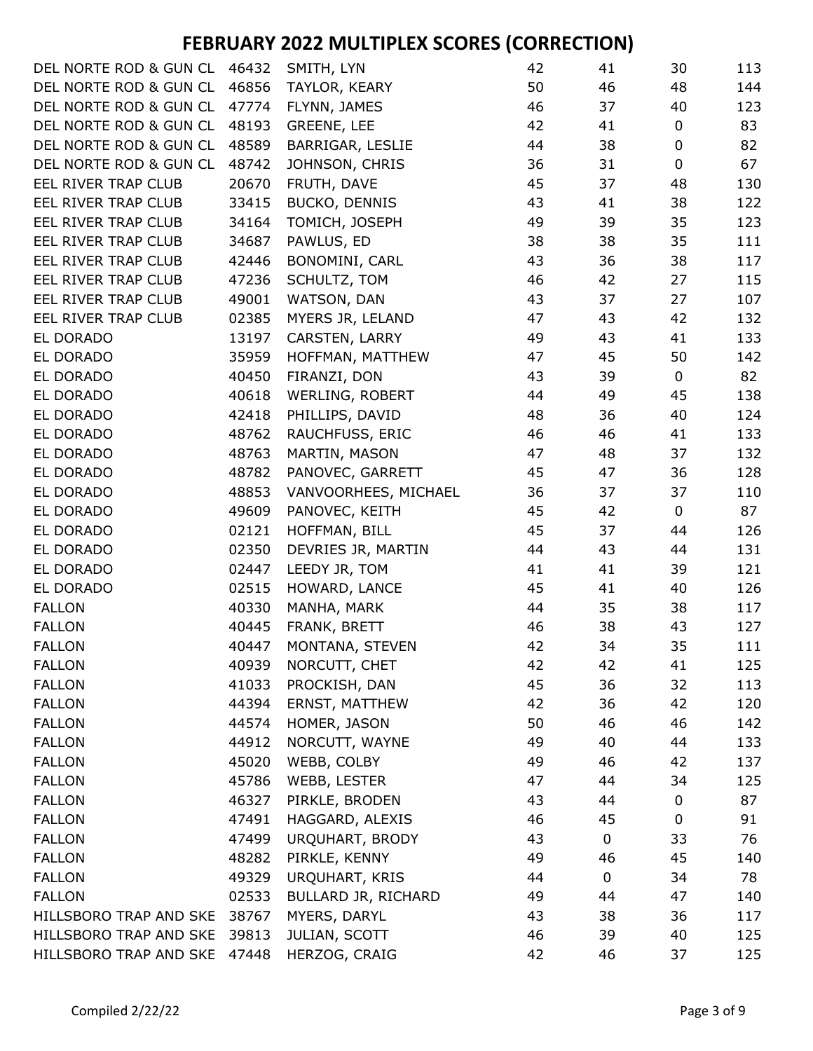# FEBRUARY 2022 MULTIPLEX SCORES (CORRECTION)

| | | | | | | |
|---|---|---|---|---|---|---|
| DEL NORTE ROD & GUN CL | 46432 | SMITH, LYN | 42 | 41 | 30 | 113 |
| DEL NORTE ROD & GUN CL | 46856 | TAYLOR, KEARY | 50 | 46 | 48 | 144 |
| DEL NORTE ROD & GUN CL | 47774 | FLYNN, JAMES | 46 | 37 | 40 | 123 |
| DEL NORTE ROD & GUN CL | 48193 | GREENE, LEE | 42 | 41 | 0 | 83 |
| DEL NORTE ROD & GUN CL | 48589 | BARRIGAR, LESLIE | 44 | 38 | 0 | 82 |
| DEL NORTE ROD & GUN CL | 48742 | JOHNSON, CHRIS | 36 | 31 | 0 | 67 |
| EEL RIVER TRAP CLUB | 20670 | FRUTH, DAVE | 45 | 37 | 48 | 130 |
| EEL RIVER TRAP CLUB | 33415 | BUCKO, DENNIS | 43 | 41 | 38 | 122 |
| EEL RIVER TRAP CLUB | 34164 | TOMICH, JOSEPH | 49 | 39 | 35 | 123 |
| EEL RIVER TRAP CLUB | 34687 | PAWLUS, ED | 38 | 38 | 35 | 111 |
| EEL RIVER TRAP CLUB | 42446 | BONOMINI, CARL | 43 | 36 | 38 | 117 |
| EEL RIVER TRAP CLUB | 47236 | SCHULTZ, TOM | 46 | 42 | 27 | 115 |
| EEL RIVER TRAP CLUB | 49001 | WATSON, DAN | 43 | 37 | 27 | 107 |
| EEL RIVER TRAP CLUB | 02385 | MYERS JR, LELAND | 47 | 43 | 42 | 132 |
| EL DORADO | 13197 | CARSTEN, LARRY | 49 | 43 | 41 | 133 |
| EL DORADO | 35959 | HOFFMAN, MATTHEW | 47 | 45 | 50 | 142 |
| EL DORADO | 40450 | FIRANZI, DON | 43 | 39 | 0 | 82 |
| EL DORADO | 40618 | WERLING, ROBERT | 44 | 49 | 45 | 138 |
| EL DORADO | 42418 | PHILLIPS, DAVID | 48 | 36 | 40 | 124 |
| EL DORADO | 48762 | RAUCHFUSS, ERIC | 46 | 46 | 41 | 133 |
| EL DORADO | 48763 | MARTIN, MASON | 47 | 48 | 37 | 132 |
| EL DORADO | 48782 | PANOVEC, GARRETT | 45 | 47 | 36 | 128 |
| EL DORADO | 48853 | VANVOORHEES, MICHAEL | 36 | 37 | 37 | 110 |
| EL DORADO | 49609 | PANOVEC, KEITH | 45 | 42 | 0 | 87 |
| EL DORADO | 02121 | HOFFMAN, BILL | 45 | 37 | 44 | 126 |
| EL DORADO | 02350 | DEVRIES JR, MARTIN | 44 | 43 | 44 | 131 |
| EL DORADO | 02447 | LEEDY JR, TOM | 41 | 41 | 39 | 121 |
| EL DORADO | 02515 | HOWARD, LANCE | 45 | 41 | 40 | 126 |
| FALLON | 40330 | MANHA, MARK | 44 | 35 | 38 | 117 |
| FALLON | 40445 | FRANK, BRETT | 46 | 38 | 43 | 127 |
| FALLON | 40447 | MONTANA, STEVEN | 42 | 34 | 35 | 111 |
| FALLON | 40939 | NORCUTT, CHET | 42 | 42 | 41 | 125 |
| FALLON | 41033 | PROCKISH, DAN | 45 | 36 | 32 | 113 |
| FALLON | 44394 | ERNST, MATTHEW | 42 | 36 | 42 | 120 |
| FALLON | 44574 | HOMER, JASON | 50 | 46 | 46 | 142 |
| FALLON | 44912 | NORCUTT, WAYNE | 49 | 40 | 44 | 133 |
| FALLON | 45020 | WEBB, COLBY | 49 | 46 | 42 | 137 |
| FALLON | 45786 | WEBB, LESTER | 47 | 44 | 34 | 125 |
| FALLON | 46327 | PIRKLE, BRODEN | 43 | 44 | 0 | 87 |
| FALLON | 47491 | HAGGARD, ALEXIS | 46 | 45 | 0 | 91 |
| FALLON | 47499 | URQUHART, BRODY | 43 | 0 | 33 | 76 |
| FALLON | 48282 | PIRKLE, KENNY | 49 | 46 | 45 | 140 |
| FALLON | 49329 | URQUHART, KRIS | 44 | 0 | 34 | 78 |
| FALLON | 02533 | BULLARD JR, RICHARD | 49 | 44 | 47 | 140 |
| HILLSBORO TRAP AND SKE | 38767 | MYERS, DARYL | 43 | 38 | 36 | 117 |
| HILLSBORO TRAP AND SKE | 39813 | JULIAN, SCOTT | 46 | 39 | 40 | 125 |
| HILLSBORO TRAP AND SKE | 47448 | HERZOG, CRAIG | 42 | 46 | 37 | 125 |

Compiled 2/22/22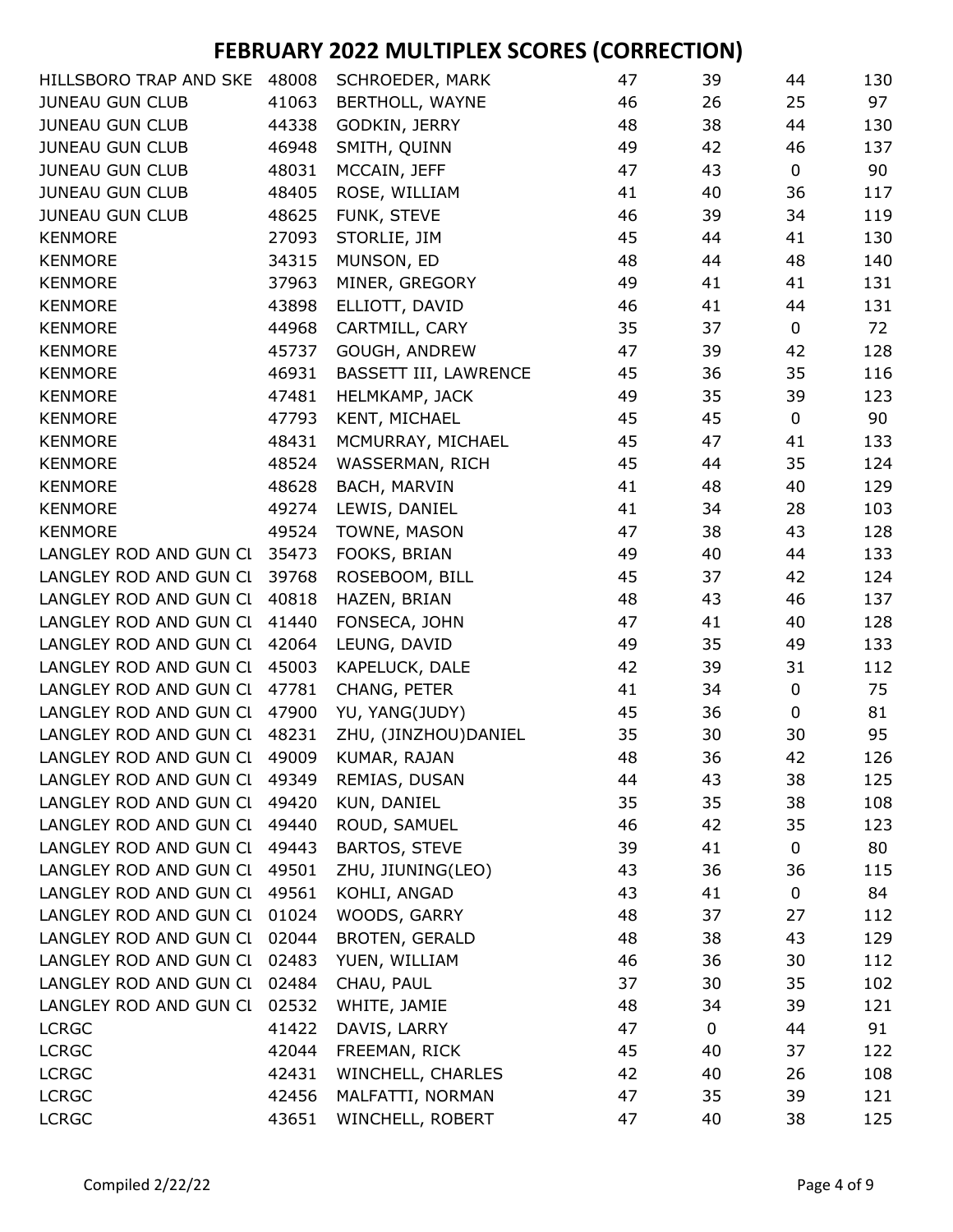# FEBRUARY 2022 MULTIPLEX SCORES (CORRECTION)

| | | | | | | |
|---|---|---|---|---|---|---|
| HILLSBORO TRAP AND SKE | 48008 | SCHROEDER, MARK | 47 | 39 | 44 | 130 |
| JUNEAU GUN CLUB | 41063 | BERTHOLL, WAYNE | 46 | 26 | 25 | 97 |
| JUNEAU GUN CLUB | 44338 | GODKIN, JERRY | 48 | 38 | 44 | 130 |
| JUNEAU GUN CLUB | 46948 | SMITH, QUINN | 49 | 42 | 46 | 137 |
| JUNEAU GUN CLUB | 48031 | MCCAIN, JEFF | 47 | 43 | 0 | 90 |
| JUNEAU GUN CLUB | 48405 | ROSE, WILLIAM | 41 | 40 | 36 | 117 |
| JUNEAU GUN CLUB | 48625 | FUNK, STEVE | 46 | 39 | 34 | 119 |
| KENMORE | 27093 | STORLIE, JIM | 45 | 44 | 41 | 130 |
| KENMORE | 34315 | MUNSON, ED | 48 | 44 | 48 | 140 |
| KENMORE | 37963 | MINER, GREGORY | 49 | 41 | 41 | 131 |
| KENMORE | 43898 | ELLIOTT, DAVID | 46 | 41 | 44 | 131 |
| KENMORE | 44968 | CARTMILL, CARY | 35 | 37 | 0 | 72 |
| KENMORE | 45737 | GOUGH, ANDREW | 47 | 39 | 42 | 128 |
| KENMORE | 46931 | BASSETT III, LAWRENCE | 45 | 36 | 35 | 116 |
| KENMORE | 47481 | HELMKAMP, JACK | 49 | 35 | 39 | 123 |
| KENMORE | 47793 | KENT, MICHAEL | 45 | 45 | 0 | 90 |
| KENMORE | 48431 | MCMURRAY, MICHAEL | 45 | 47 | 41 | 133 |
| KENMORE | 48524 | WASSERMAN, RICH | 45 | 44 | 35 | 124 |
| KENMORE | 48628 | BACH, MARVIN | 41 | 48 | 40 | 129 |
| KENMORE | 49274 | LEWIS, DANIEL | 41 | 34 | 28 | 103 |
| KENMORE | 49524 | TOWNE, MASON | 47 | 38 | 43 | 128 |
| LANGLEY ROD AND GUN CL | 35473 | FOOKS, BRIAN | 49 | 40 | 44 | 133 |
| LANGLEY ROD AND GUN CL | 39768 | ROSEBOOM, BILL | 45 | 37 | 42 | 124 |
| LANGLEY ROD AND GUN CL | 40818 | HAZEN, BRIAN | 48 | 43 | 46 | 137 |
| LANGLEY ROD AND GUN CL | 41440 | FONSECA, JOHN | 47 | 41 | 40 | 128 |
| LANGLEY ROD AND GUN CL | 42064 | LEUNG, DAVID | 49 | 35 | 49 | 133 |
| LANGLEY ROD AND GUN CL | 45003 | KAPELUCK, DALE | 42 | 39 | 31 | 112 |
| LANGLEY ROD AND GUN CL | 47781 | CHANG, PETER | 41 | 34 | 0 | 75 |
| LANGLEY ROD AND GUN CL | 47900 | YU, YANG(JUDY) | 45 | 36 | 0 | 81 |
| LANGLEY ROD AND GUN CL | 48231 | ZHU, (JINZHOU)DANIEL | 35 | 30 | 30 | 95 |
| LANGLEY ROD AND GUN CL | 49009 | KUMAR, RAJAN | 48 | 36 | 42 | 126 |
| LANGLEY ROD AND GUN CL | 49349 | REMIAS, DUSAN | 44 | 43 | 38 | 125 |
| LANGLEY ROD AND GUN CL | 49420 | KUN, DANIEL | 35 | 35 | 38 | 108 |
| LANGLEY ROD AND GUN CL | 49440 | ROUD, SAMUEL | 46 | 42 | 35 | 123 |
| LANGLEY ROD AND GUN CL | 49443 | BARTOS, STEVE | 39 | 41 | 0 | 80 |
| LANGLEY ROD AND GUN CL | 49501 | ZHU, JIUNING(LEO) | 43 | 36 | 36 | 115 |
| LANGLEY ROD AND GUN CL | 49561 | KOHLI, ANGAD | 43 | 41 | 0 | 84 |
| LANGLEY ROD AND GUN CL | 01024 | WOODS, GARRY | 48 | 37 | 27 | 112 |
| LANGLEY ROD AND GUN CL | 02044 | BROTEN, GERALD | 48 | 38 | 43 | 129 |
| LANGLEY ROD AND GUN CL | 02483 | YUEN, WILLIAM | 46 | 36 | 30 | 112 |
| LANGLEY ROD AND GUN CL | 02484 | CHAU, PAUL | 37 | 30 | 35 | 102 |
| LANGLEY ROD AND GUN CL | 02532 | WHITE, JAMIE | 48 | 34 | 39 | 121 |
| LCRGC | 41422 | DAVIS, LARRY | 47 | 0 | 44 | 91 |
| LCRGC | 42044 | FREEMAN, RICK | 45 | 40 | 37 | 122 |
| LCRGC | 42431 | WINCHELL, CHARLES | 42 | 40 | 26 | 108 |
| LCRGC | 42456 | MALFATTI, NORMAN | 47 | 35 | 39 | 121 |
| LCRGC | 43651 | WINCHELL, ROBERT | 47 | 40 | 38 | 125 |

Compiled 2/22/22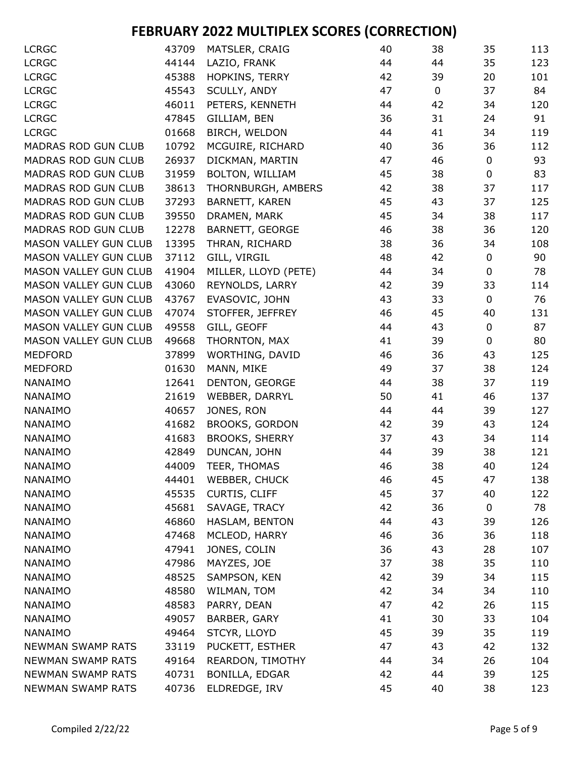# FEBRUARY 2022 MULTIPLEX SCORES (CORRECTION)

| | | | | | | |
|---|---|---|---|---|---|---|
| LCRGC | 43709 | MATSLER, CRAIG | 40 | 38 | 35 | 113 |
| LCRGC | 44144 | LAZIO, FRANK | 44 | 44 | 35 | 123 |
| LCRGC | 45388 | HOPKINS, TERRY | 42 | 39 | 20 | 101 |
| LCRGC | 45543 | SCULLY, ANDY | 47 | 0 | 37 | 84 |
| LCRGC | 46011 | PETERS, KENNETH | 44 | 42 | 34 | 120 |
| LCRGC | 47845 | GILLIAM, BEN | 36 | 31 | 24 | 91 |
| LCRGC | 01668 | BIRCH, WELDON | 44 | 41 | 34 | 119 |
| MADRAS ROD GUN CLUB | 10792 | MCGUIRE, RICHARD | 40 | 36 | 36 | 112 |
| MADRAS ROD GUN CLUB | 26937 | DICKMAN, MARTIN | 47 | 46 | 0 | 93 |
| MADRAS ROD GUN CLUB | 31959 | BOLTON, WILLIAM | 45 | 38 | 0 | 83 |
| MADRAS ROD GUN CLUB | 38613 | THORNBURGH, AMBERS | 42 | 38 | 37 | 117 |
| MADRAS ROD GUN CLUB | 37293 | BARNETT, KAREN | 45 | 43 | 37 | 125 |
| MADRAS ROD GUN CLUB | 39550 | DRAMEN, MARK | 45 | 34 | 38 | 117 |
| MADRAS ROD GUN CLUB | 12278 | BARNETT, GEORGE | 46 | 38 | 36 | 120 |
| MASON VALLEY GUN CLUB | 13395 | THRAN, RICHARD | 38 | 36 | 34 | 108 |
| MASON VALLEY GUN CLUB | 37112 | GILL, VIRGIL | 48 | 42 | 0 | 90 |
| MASON VALLEY GUN CLUB | 41904 | MILLER, LLOYD (PETE) | 44 | 34 | 0 | 78 |
| MASON VALLEY GUN CLUB | 43060 | REYNOLDS, LARRY | 42 | 39 | 33 | 114 |
| MASON VALLEY GUN CLUB | 43767 | EVASOVIC, JOHN | 43 | 33 | 0 | 76 |
| MASON VALLEY GUN CLUB | 47074 | STOFFER, JEFFREY | 46 | 45 | 40 | 131 |
| MASON VALLEY GUN CLUB | 49558 | GILL, GEOFF | 44 | 43 | 0 | 87 |
| MASON VALLEY GUN CLUB | 49668 | THORNTON, MAX | 41 | 39 | 0 | 80 |
| MEDFORD | 37899 | WORTHING, DAVID | 46 | 36 | 43 | 125 |
| MEDFORD | 01630 | MANN, MIKE | 49 | 37 | 38 | 124 |
| NANAIMO | 12641 | DENTON, GEORGE | 44 | 38 | 37 | 119 |
| NANAIMO | 21619 | WEBBER, DARRYL | 50 | 41 | 46 | 137 |
| NANAIMO | 40657 | JONES, RON | 44 | 44 | 39 | 127 |
| NANAIMO | 41682 | BROOKS, GORDON | 42 | 39 | 43 | 124 |
| NANAIMO | 41683 | BROOKS, SHERRY | 37 | 43 | 34 | 114 |
| NANAIMO | 42849 | DUNCAN, JOHN | 44 | 39 | 38 | 121 |
| NANAIMO | 44009 | TEER, THOMAS | 46 | 38 | 40 | 124 |
| NANAIMO | 44401 | WEBBER, CHUCK | 46 | 45 | 47 | 138 |
| NANAIMO | 45535 | CURTIS, CLIFF | 45 | 37 | 40 | 122 |
| NANAIMO | 45681 | SAVAGE, TRACY | 42 | 36 | 0 | 78 |
| NANAIMO | 46860 | HASLAM, BENTON | 44 | 43 | 39 | 126 |
| NANAIMO | 47468 | MCLEOD, HARRY | 46 | 36 | 36 | 118 |
| NANAIMO | 47941 | JONES, COLIN | 36 | 43 | 28 | 107 |
| NANAIMO | 47986 | MAYZES, JOE | 37 | 38 | 35 | 110 |
| NANAIMO | 48525 | SAMPSON, KEN | 42 | 39 | 34 | 115 |
| NANAIMO | 48580 | WILMAN, TOM | 42 | 34 | 34 | 110 |
| NANAIMO | 48583 | PARRY, DEAN | 47 | 42 | 26 | 115 |
| NANAIMO | 49057 | BARBER, GARY | 41 | 30 | 33 | 104 |
| NANAIMO | 49464 | STCYR, LLOYD | 45 | 39 | 35 | 119 |
| NEWMAN SWAMP RATS | 33119 | PUCKETT, ESTHER | 47 | 43 | 42 | 132 |
| NEWMAN SWAMP RATS | 49164 | REARDON, TIMOTHY | 44 | 34 | 26 | 104 |
| NEWMAN SWAMP RATS | 40731 | BONILLA, EDGAR | 42 | 44 | 39 | 125 |
| NEWMAN SWAMP RATS | 40736 | ELDREDGE, IRV | 45 | 40 | 38 | 123 |

Compiled 2/22/22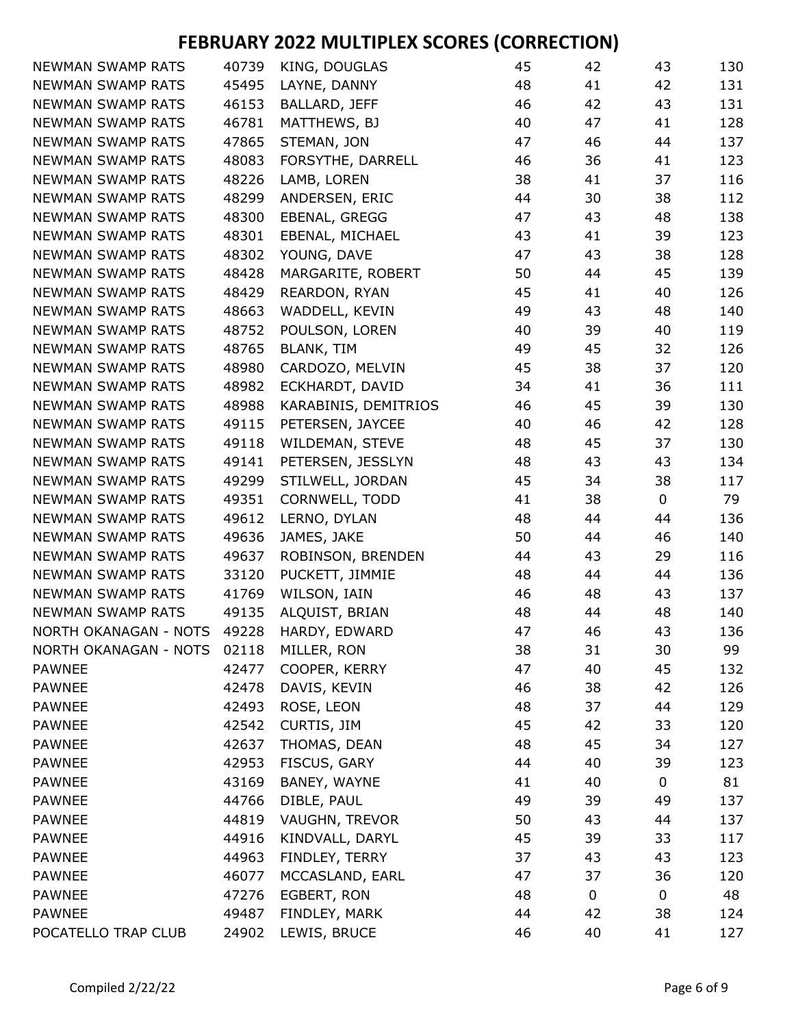# FEBRUARY 2022 MULTIPLEX SCORES (CORRECTION)

| | | | | | | |
|---|---|---|---|---|---|---|
| NEWMAN SWAMP RATS | 40739 | KING, DOUGLAS | 45 | 42 | 43 | 130 |
| NEWMAN SWAMP RATS | 45495 | LAYNE, DANNY | 48 | 41 | 42 | 131 |
| NEWMAN SWAMP RATS | 46153 | BALLARD, JEFF | 46 | 42 | 43 | 131 |
| NEWMAN SWAMP RATS | 46781 | MATTHEWS, BJ | 40 | 47 | 41 | 128 |
| NEWMAN SWAMP RATS | 47865 | STEMAN, JON | 47 | 46 | 44 | 137 |
| NEWMAN SWAMP RATS | 48083 | FORSYTHE, DARRELL | 46 | 36 | 41 | 123 |
| NEWMAN SWAMP RATS | 48226 | LAMB, LOREN | 38 | 41 | 37 | 116 |
| NEWMAN SWAMP RATS | 48299 | ANDERSEN, ERIC | 44 | 30 | 38 | 112 |
| NEWMAN SWAMP RATS | 48300 | EBENAL, GREGG | 47 | 43 | 48 | 138 |
| NEWMAN SWAMP RATS | 48301 | EBENAL, MICHAEL | 43 | 41 | 39 | 123 |
| NEWMAN SWAMP RATS | 48302 | YOUNG, DAVE | 47 | 43 | 38 | 128 |
| NEWMAN SWAMP RATS | 48428 | MARGARITE, ROBERT | 50 | 44 | 45 | 139 |
| NEWMAN SWAMP RATS | 48429 | REARDON, RYAN | 45 | 41 | 40 | 126 |
| NEWMAN SWAMP RATS | 48663 | WADDELL, KEVIN | 49 | 43 | 48 | 140 |
| NEWMAN SWAMP RATS | 48752 | POULSON, LOREN | 40 | 39 | 40 | 119 |
| NEWMAN SWAMP RATS | 48765 | BLANK, TIM | 49 | 45 | 32 | 126 |
| NEWMAN SWAMP RATS | 48980 | CARDOZO, MELVIN | 45 | 38 | 37 | 120 |
| NEWMAN SWAMP RATS | 48982 | ECKHARDT, DAVID | 34 | 41 | 36 | 111 |
| NEWMAN SWAMP RATS | 48988 | KARABINIS, DEMITRIOS | 46 | 45 | 39 | 130 |
| NEWMAN SWAMP RATS | 49115 | PETERSEN, JAYCEE | 40 | 46 | 42 | 128 |
| NEWMAN SWAMP RATS | 49118 | WILDEMAN, STEVE | 48 | 45 | 37 | 130 |
| NEWMAN SWAMP RATS | 49141 | PETERSEN, JESSLYN | 48 | 43 | 43 | 134 |
| NEWMAN SWAMP RATS | 49299 | STILWELL, JORDAN | 45 | 34 | 38 | 117 |
| NEWMAN SWAMP RATS | 49351 | CORNWELL, TODD | 41 | 38 | 0 | 79 |
| NEWMAN SWAMP RATS | 49612 | LERNO, DYLAN | 48 | 44 | 44 | 136 |
| NEWMAN SWAMP RATS | 49636 | JAMES, JAKE | 50 | 44 | 46 | 140 |
| NEWMAN SWAMP RATS | 49637 | ROBINSON, BRENDEN | 44 | 43 | 29 | 116 |
| NEWMAN SWAMP RATS | 33120 | PUCKETT, JIMMIE | 48 | 44 | 44 | 136 |
| NEWMAN SWAMP RATS | 41769 | WILSON, IAIN | 46 | 48 | 43 | 137 |
| NEWMAN SWAMP RATS | 49135 | ALQUIST, BRIAN | 48 | 44 | 48 | 140 |
| NORTH OKANAGAN - NOTS | 49228 | HARDY, EDWARD | 47 | 46 | 43 | 136 |
| NORTH OKANAGAN - NOTS | 02118 | MILLER, RON | 38 | 31 | 30 | 99 |
| PAWNEE | 42477 | COOPER, KERRY | 47 | 40 | 45 | 132 |
| PAWNEE | 42478 | DAVIS, KEVIN | 46 | 38 | 42 | 126 |
| PAWNEE | 42493 | ROSE, LEON | 48 | 37 | 44 | 129 |
| PAWNEE | 42542 | CURTIS, JIM | 45 | 42 | 33 | 120 |
| PAWNEE | 42637 | THOMAS, DEAN | 48 | 45 | 34 | 127 |
| PAWNEE | 42953 | FISCUS, GARY | 44 | 40 | 39 | 123 |
| PAWNEE | 43169 | BANEY, WAYNE | 41 | 40 | 0 | 81 |
| PAWNEE | 44766 | DIBLE, PAUL | 49 | 39 | 49 | 137 |
| PAWNEE | 44819 | VAUGHN, TREVOR | 50 | 43 | 44 | 137 |
| PAWNEE | 44916 | KINDVALL, DARYL | 45 | 39 | 33 | 117 |
| PAWNEE | 44963 | FINDLEY, TERRY | 37 | 43 | 43 | 123 |
| PAWNEE | 46077 | MCCASLAND, EARL | 47 | 37 | 36 | 120 |
| PAWNEE | 47276 | EGBERT, RON | 48 | 0 | 0 | 48 |
| PAWNEE | 49487 | FINDLEY, MARK | 44 | 42 | 38 | 124 |
| POCATELLO TRAP CLUB | 24902 | LEWIS, BRUCE | 46 | 40 | 41 | 127 |

Compiled 2/22/22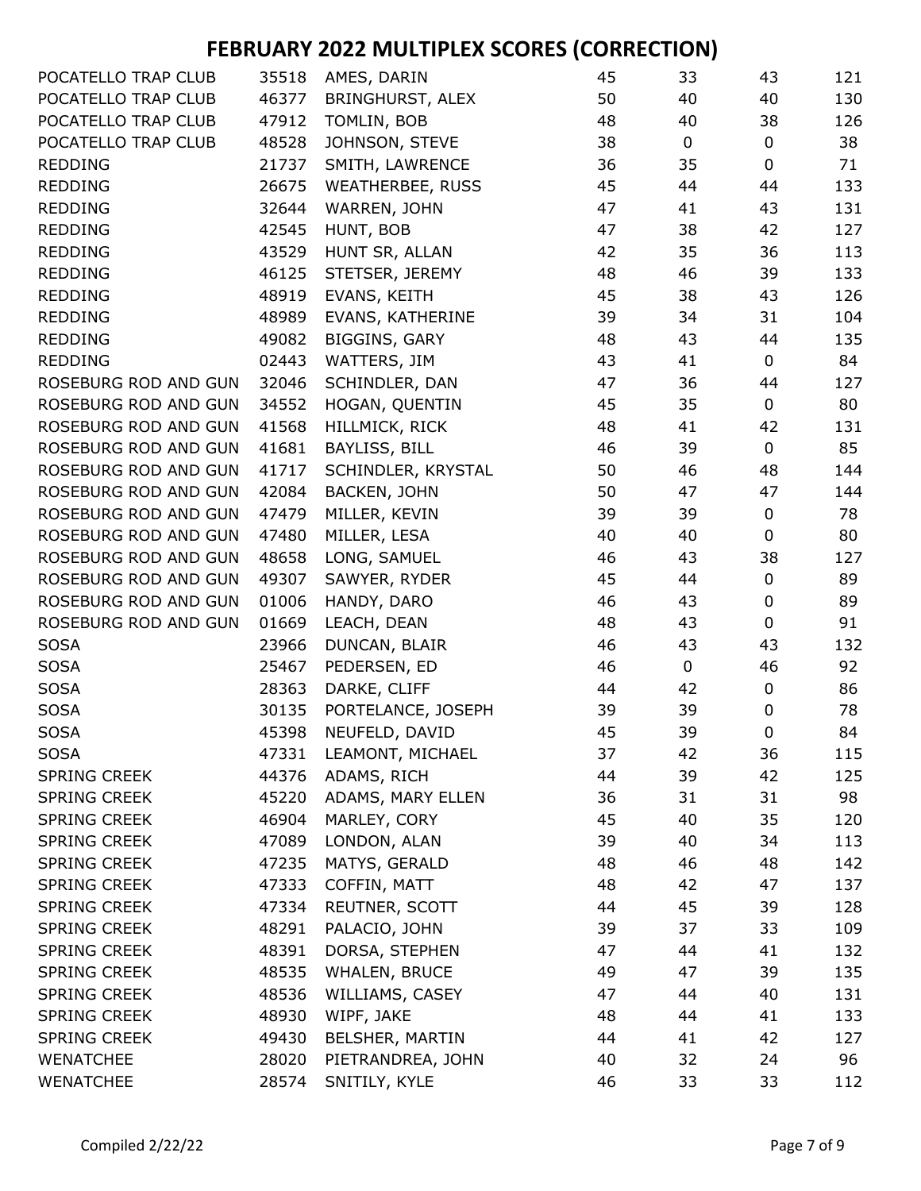# FEBRUARY 2022 MULTIPLEX SCORES (CORRECTION)

| | | | | | | |
|---|---|---|---|---|---|---|
| POCATELLO TRAP CLUB | 35518 | AMES, DARIN | 45 | 33 | 43 | 121 |
| POCATELLO TRAP CLUB | 46377 | BRINGHURST, ALEX | 50 | 40 | 40 | 130 |
| POCATELLO TRAP CLUB | 47912 | TOMLIN, BOB | 48 | 40 | 38 | 126 |
| POCATELLO TRAP CLUB | 48528 | JOHNSON, STEVE | 38 | 0 | 0 | 38 |
| REDDING | 21737 | SMITH, LAWRENCE | 36 | 35 | 0 | 71 |
| REDDING | 26675 | WEATHERBEE, RUSS | 45 | 44 | 44 | 133 |
| REDDING | 32644 | WARREN, JOHN | 47 | 41 | 43 | 131 |
| REDDING | 42545 | HUNT, BOB | 47 | 38 | 42 | 127 |
| REDDING | 43529 | HUNT SR, ALLAN | 42 | 35 | 36 | 113 |
| REDDING | 46125 | STETSER, JEREMY | 48 | 46 | 39 | 133 |
| REDDING | 48919 | EVANS, KEITH | 45 | 38 | 43 | 126 |
| REDDING | 48989 | EVANS, KATHERINE | 39 | 34 | 31 | 104 |
| REDDING | 49082 | BIGGINS, GARY | 48 | 43 | 44 | 135 |
| REDDING | 02443 | WATTERS, JIM | 43 | 41 | 0 | 84 |
| ROSEBURG ROD AND GUN | 32046 | SCHINDLER, DAN | 47 | 36 | 44 | 127 |
| ROSEBURG ROD AND GUN | 34552 | HOGAN, QUENTIN | 45 | 35 | 0 | 80 |
| ROSEBURG ROD AND GUN | 41568 | HILLMICK, RICK | 48 | 41 | 42 | 131 |
| ROSEBURG ROD AND GUN | 41681 | BAYLISS, BILL | 46 | 39 | 0 | 85 |
| ROSEBURG ROD AND GUN | 41717 | SCHINDLER, KRYSTAL | 50 | 46 | 48 | 144 |
| ROSEBURG ROD AND GUN | 42084 | BACKEN, JOHN | 50 | 47 | 47 | 144 |
| ROSEBURG ROD AND GUN | 47479 | MILLER, KEVIN | 39 | 39 | 0 | 78 |
| ROSEBURG ROD AND GUN | 47480 | MILLER, LESA | 40 | 40 | 0 | 80 |
| ROSEBURG ROD AND GUN | 48658 | LONG, SAMUEL | 46 | 43 | 38 | 127 |
| ROSEBURG ROD AND GUN | 49307 | SAWYER, RYDER | 45 | 44 | 0 | 89 |
| ROSEBURG ROD AND GUN | 01006 | HANDY, DARO | 46 | 43 | 0 | 89 |
| ROSEBURG ROD AND GUN | 01669 | LEACH, DEAN | 48 | 43 | 0 | 91 |
| SOSA | 23966 | DUNCAN, BLAIR | 46 | 43 | 43 | 132 |
| SOSA | 25467 | PEDERSEN, ED | 46 | 0 | 46 | 92 |
| SOSA | 28363 | DARKE, CLIFF | 44 | 42 | 0 | 86 |
| SOSA | 30135 | PORTELANCE, JOSEPH | 39 | 39 | 0 | 78 |
| SOSA | 45398 | NEUFELD, DAVID | 45 | 39 | 0 | 84 |
| SOSA | 47331 | LEAMONT, MICHAEL | 37 | 42 | 36 | 115 |
| SPRING CREEK | 44376 | ADAMS, RICH | 44 | 39 | 42 | 125 |
| SPRING CREEK | 45220 | ADAMS, MARY ELLEN | 36 | 31 | 31 | 98 |
| SPRING CREEK | 46904 | MARLEY, CORY | 45 | 40 | 35 | 120 |
| SPRING CREEK | 47089 | LONDON, ALAN | 39 | 40 | 34 | 113 |
| SPRING CREEK | 47235 | MATYS, GERALD | 48 | 46 | 48 | 142 |
| SPRING CREEK | 47333 | COFFIN, MATT | 48 | 42 | 47 | 137 |
| SPRING CREEK | 47334 | REUTNER, SCOTT | 44 | 45 | 39 | 128 |
| SPRING CREEK | 48291 | PALACIO, JOHN | 39 | 37 | 33 | 109 |
| SPRING CREEK | 48391 | DORSA, STEPHEN | 47 | 44 | 41 | 132 |
| SPRING CREEK | 48535 | WHALEN, BRUCE | 49 | 47 | 39 | 135 |
| SPRING CREEK | 48536 | WILLIAMS, CASEY | 47 | 44 | 40 | 131 |
| SPRING CREEK | 48930 | WIPF, JAKE | 48 | 44 | 41 | 133 |
| SPRING CREEK | 49430 | BELSHER, MARTIN | 44 | 41 | 42 | 127 |
| WENATCHEE | 28020 | PIETRANDREA, JOHN | 40 | 32 | 24 | 96 |
| WENATCHEE | 28574 | SNITILY, KYLE | 46 | 33 | 33 | 112 |

Compiled 2/22/22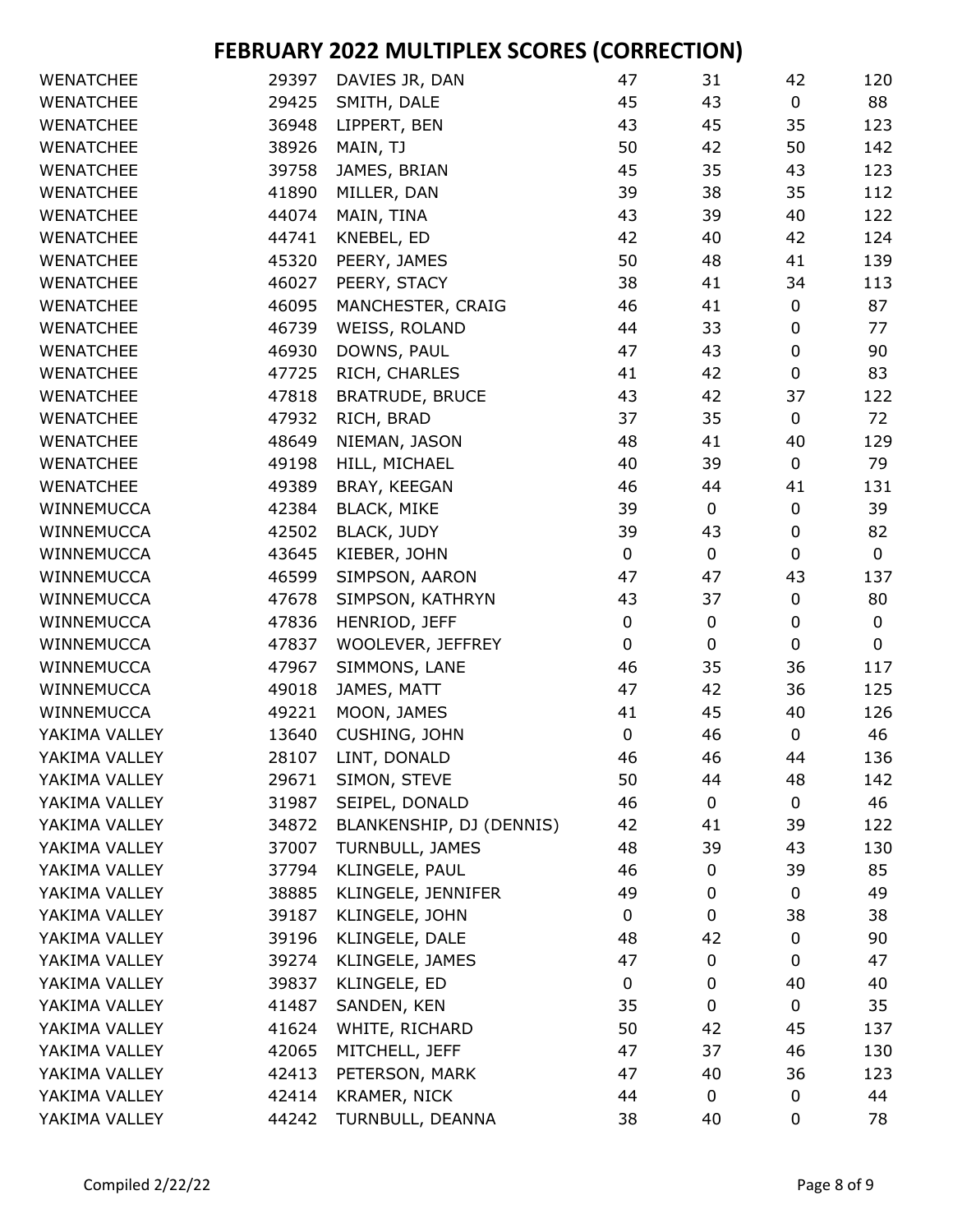# FEBRUARY 2022 MULTIPLEX SCORES (CORRECTION)

| | | | | | | |
|---|---|---|---|---|---|---|
| WENATCHEE | 29397 | DAVIES JR, DAN | 47 | 31 | 42 | 120 |
| WENATCHEE | 29425 | SMITH, DALE | 45 | 43 | 0 | 88 |
| WENATCHEE | 36948 | LIPPERT, BEN | 43 | 45 | 35 | 123 |
| WENATCHEE | 38926 | MAIN, TJ | 50 | 42 | 50 | 142 |
| WENATCHEE | 39758 | JAMES, BRIAN | 45 | 35 | 43 | 123 |
| WENATCHEE | 41890 | MILLER, DAN | 39 | 38 | 35 | 112 |
| WENATCHEE | 44074 | MAIN, TINA | 43 | 39 | 40 | 122 |
| WENATCHEE | 44741 | KNEBEL, ED | 42 | 40 | 42 | 124 |
| WENATCHEE | 45320 | PEERY, JAMES | 50 | 48 | 41 | 139 |
| WENATCHEE | 46027 | PEERY, STACY | 38 | 41 | 34 | 113 |
| WENATCHEE | 46095 | MANCHESTER, CRAIG | 46 | 41 | 0 | 87 |
| WENATCHEE | 46739 | WEISS, ROLAND | 44 | 33 | 0 | 77 |
| WENATCHEE | 46930 | DOWNS, PAUL | 47 | 43 | 0 | 90 |
| WENATCHEE | 47725 | RICH, CHARLES | 41 | 42 | 0 | 83 |
| WENATCHEE | 47818 | BRATRUDE, BRUCE | 43 | 42 | 37 | 122 |
| WENATCHEE | 47932 | RICH, BRAD | 37 | 35 | 0 | 72 |
| WENATCHEE | 48649 | NIEMAN, JASON | 48 | 41 | 40 | 129 |
| WENATCHEE | 49198 | HILL, MICHAEL | 40 | 39 | 0 | 79 |
| WENATCHEE | 49389 | BRAY, KEEGAN | 46 | 44 | 41 | 131 |
| WINNEMUCCA | 42384 | BLACK, MIKE | 39 | 0 | 0 | 39 |
| WINNEMUCCA | 42502 | BLACK, JUDY | 39 | 43 | 0 | 82 |
| WINNEMUCCA | 43645 | KIEBER, JOHN | 0 | 0 | 0 | 0 |
| WINNEMUCCA | 46599 | SIMPSON, AARON | 47 | 47 | 43 | 137 |
| WINNEMUCCA | 47678 | SIMPSON, KATHRYN | 43 | 37 | 0 | 80 |
| WINNEMUCCA | 47836 | HENRIOD, JEFF | 0 | 0 | 0 | 0 |
| WINNEMUCCA | 47837 | WOOLEVER, JEFFREY | 0 | 0 | 0 | 0 |
| WINNEMUCCA | 47967 | SIMMONS, LANE | 46 | 35 | 36 | 117 |
| WINNEMUCCA | 49018 | JAMES, MATT | 47 | 42 | 36 | 125 |
| WINNEMUCCA | 49221 | MOON, JAMES | 41 | 45 | 40 | 126 |
| YAKIMA VALLEY | 13640 | CUSHING, JOHN | 0 | 46 | 0 | 46 |
| YAKIMA VALLEY | 28107 | LINT, DONALD | 46 | 46 | 44 | 136 |
| YAKIMA VALLEY | 29671 | SIMON, STEVE | 50 | 44 | 48 | 142 |
| YAKIMA VALLEY | 31987 | SEIPEL, DONALD | 46 | 0 | 0 | 46 |
| YAKIMA VALLEY | 34872 | BLANKENSHIP, DJ (DENNIS) | 42 | 41 | 39 | 122 |
| YAKIMA VALLEY | 37007 | TURNBULL, JAMES | 48 | 39 | 43 | 130 |
| YAKIMA VALLEY | 37794 | KLINGELE, PAUL | 46 | 0 | 39 | 85 |
| YAKIMA VALLEY | 38885 | KLINGELE, JENNIFER | 49 | 0 | 0 | 49 |
| YAKIMA VALLEY | 39187 | KLINGELE, JOHN | 0 | 0 | 38 | 38 |
| YAKIMA VALLEY | 39196 | KLINGELE, DALE | 48 | 42 | 0 | 90 |
| YAKIMA VALLEY | 39274 | KLINGELE, JAMES | 47 | 0 | 0 | 47 |
| YAKIMA VALLEY | 39837 | KLINGELE, ED | 0 | 0 | 40 | 40 |
| YAKIMA VALLEY | 41487 | SANDEN, KEN | 35 | 0 | 0 | 35 |
| YAKIMA VALLEY | 41624 | WHITE, RICHARD | 50 | 42 | 45 | 137 |
| YAKIMA VALLEY | 42065 | MITCHELL, JEFF | 47 | 37 | 46 | 130 |
| YAKIMA VALLEY | 42413 | PETERSON, MARK | 47 | 40 | 36 | 123 |
| YAKIMA VALLEY | 42414 | KRAMER, NICK | 44 | 0 | 0 | 44 |
| YAKIMA VALLEY | 44242 | TURNBULL, DEANNA | 38 | 40 | 0 | 78 |

Compiled 2/22/22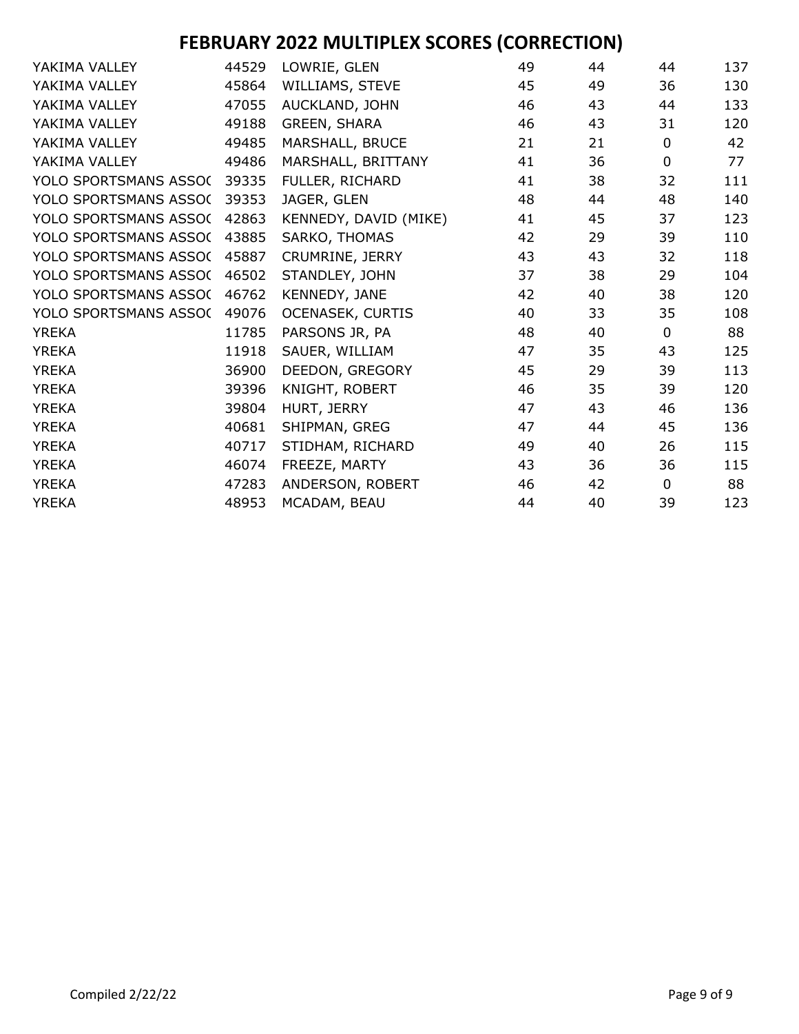# FEBRUARY 2022 MULTIPLEX SCORES (CORRECTION)

| | | | | | | |
|---|---|---|---|---|---|---|
| YAKIMA VALLEY | 44529 | LOWRIE, GLEN | 49 | 44 | 44 | 137 |
| YAKIMA VALLEY | 45864 | WILLIAMS, STEVE | 45 | 49 | 36 | 130 |
| YAKIMA VALLEY | 47055 | AUCKLAND, JOHN | 46 | 43 | 44 | 133 |
| YAKIMA VALLEY | 49188 | GREEN, SHARA | 46 | 43 | 31 | 120 |
| YAKIMA VALLEY | 49485 | MARSHALL, BRUCE | 21 | 21 | 0 | 42 |
| YAKIMA VALLEY | 49486 | MARSHALL, BRITTANY | 41 | 36 | 0 | 77 |
| YOLO SPORTSMANS ASSOC | 39335 | FULLER, RICHARD | 41 | 38 | 32 | 111 |
| YOLO SPORTSMANS ASSOC | 39353 | JAGER, GLEN | 48 | 44 | 48 | 140 |
| YOLO SPORTSMANS ASSOC | 42863 | KENNEDY, DAVID (MIKE) | 41 | 45 | 37 | 123 |
| YOLO SPORTSMANS ASSOC | 43885 | SARKO, THOMAS | 42 | 29 | 39 | 110 |
| YOLO SPORTSMANS ASSOC | 45887 | CRUMRINE, JERRY | 43 | 43 | 32 | 118 |
| YOLO SPORTSMANS ASSOC | 46502 | STANDLEY, JOHN | 37 | 38 | 29 | 104 |
| YOLO SPORTSMANS ASSOC | 46762 | KENNEDY, JANE | 42 | 40 | 38 | 120 |
| YOLO SPORTSMANS ASSOC | 49076 | OCENASEK, CURTIS | 40 | 33 | 35 | 108 |
| YREKA | 11785 | PARSONS JR, PA | 48 | 40 | 0 | 88 |
| YREKA | 11918 | SAUER, WILLIAM | 47 | 35 | 43 | 125 |
| YREKA | 36900 | DEEDON, GREGORY | 45 | 29 | 39 | 113 |
| YREKA | 39396 | KNIGHT, ROBERT | 46 | 35 | 39 | 120 |
| YREKA | 39804 | HURT, JERRY | 47 | 43 | 46 | 136 |
| YREKA | 40681 | SHIPMAN, GREG | 47 | 44 | 45 | 136 |
| YREKA | 40717 | STIDHAM, RICHARD | 49 | 40 | 26 | 115 |
| YREKA | 46074 | FREEZE, MARTY | 43 | 36 | 36 | 115 |
| YREKA | 47283 | ANDERSON, ROBERT | 46 | 42 | 0 | 88 |
| YREKA | 48953 | MCADAM, BEAU | 44 | 40 | 39 | 123 |

Compiled 2/22/22